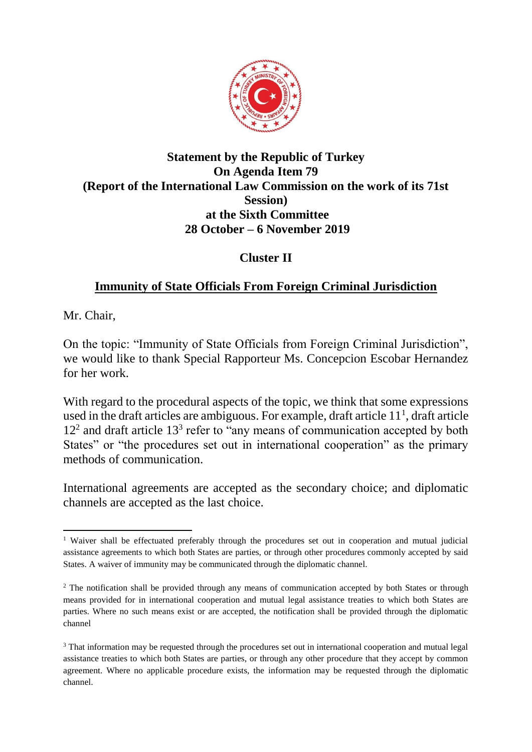**Statement by the Republic of Turkey**
**On Agenda Item 79**
**(Report of the International Law Commission on the work of its 71st Session)**
**at the Sixth Committee**
**28 October – 6 November 2019**

**Cluster II**

**Immunity of State Officials From Foreign Criminal Jurisdiction**

Mr. Chair,

On the topic: "Immunity of State Officials from Foreign Criminal Jurisdiction", we would like to thank Special Rapporteur Ms. Concepcion Escobar Hernandez for her work.

With regard to the procedural aspects of the topic, we think that some expressions used in the draft articles are ambiguous. For example, draft article 11[1], draft article 12[2] and draft article 13[3] refer to "any means of communication accepted by both States" or "the procedures set out in international cooperation" as the primary methods of communication.

International agreements are accepted as the secondary choice; and diplomatic channels are accepted as the last choice.

---

[1] Waiver shall be effectuated preferably through the procedures set out in cooperation and mutual judicial assistance agreements to which both States are parties, or through other procedures commonly accepted by said States. A waiver of immunity may be communicated through the diplomatic channel.

[2] The notification shall be provided through any means of communication accepted by both States or through means provided for in international cooperation and mutual legal assistance treaties to which both States are parties. Where no such means exist or are accepted, the notification shall be provided through the diplomatic channel

[3] That information may be requested through the procedures set out in international cooperation and mutual legal assistance treaties to which both States are parties, or through any other procedure that they accept by common agreement. Where no applicable procedure exists, the information may be requested through the diplomatic channel.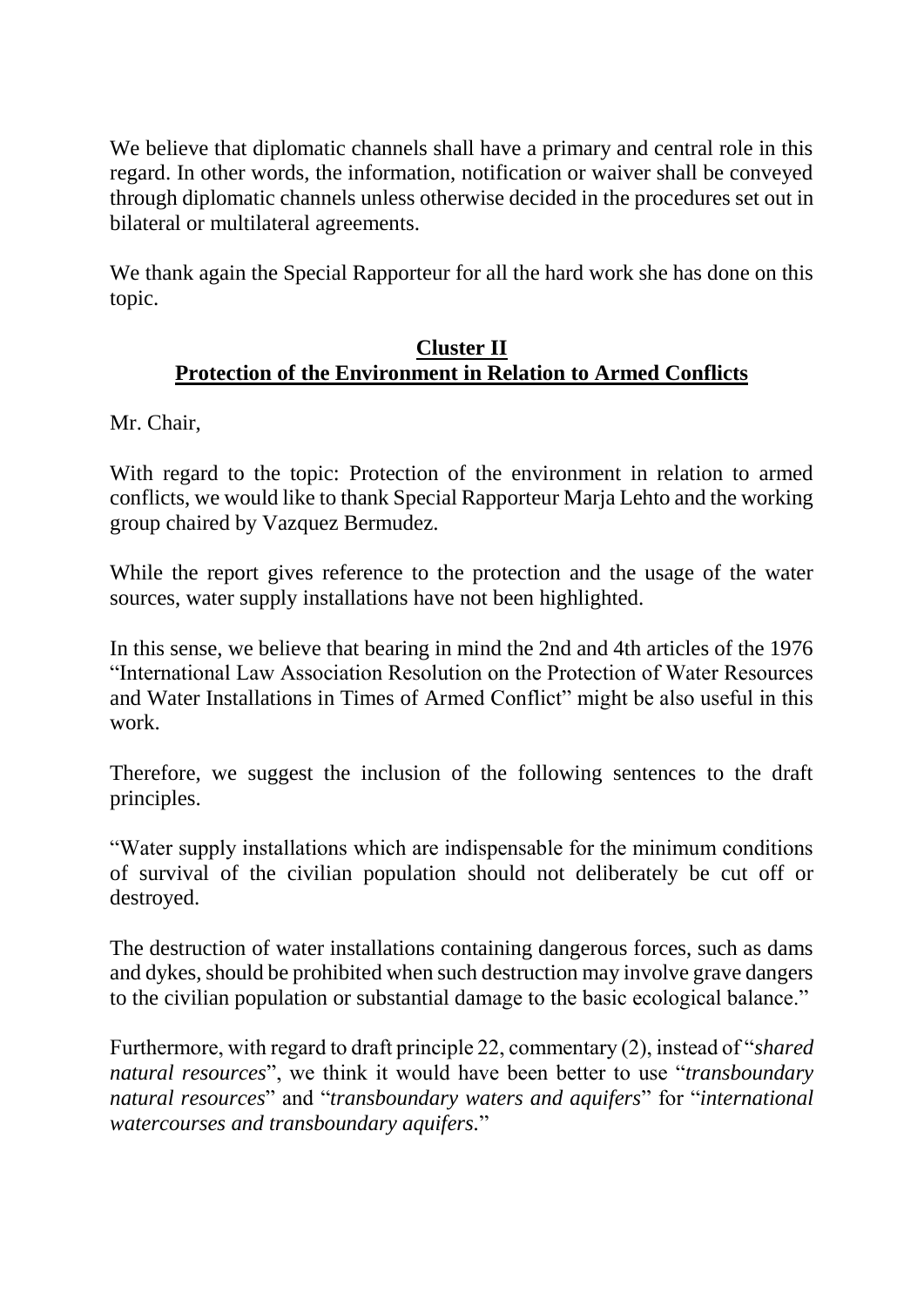We believe that diplomatic channels shall have a primary and central role in this regard. In other words, the information, notification or waiver shall be conveyed through diplomatic channels unless otherwise decided in the procedures set out in bilateral or multilateral agreements.

We thank again the Special Rapporteur for all the hard work she has done on this topic.

## Cluster II
## Protection of the Environment in Relation to Armed Conflicts

Mr. Chair,

With regard to the topic: Protection of the environment in relation to armed conflicts, we would like to thank Special Rapporteur Marja Lehto and the working group chaired by Vazquez Bermudez.

While the report gives reference to the protection and the usage of the water sources, water supply installations have not been highlighted.

In this sense, we believe that bearing in mind the 2nd and 4th articles of the 1976 "International Law Association Resolution on the Protection of Water Resources and Water Installations in Times of Armed Conflict" might be also useful in this work.

Therefore, we suggest the inclusion of the following sentences to the draft principles.

"Water supply installations which are indispensable for the minimum conditions of survival of the civilian population should not deliberately be cut off or destroyed.

The destruction of water installations containing dangerous forces, such as dams and dykes, should be prohibited when such destruction may involve grave dangers to the civilian population or substantial damage to the basic ecological balance."

Furthermore, with regard to draft principle 22, commentary (2), instead of "*shared natural resources*", we think it would have been better to use "*transboundary natural resources*" and "*transboundary waters and aquifers*" for "*international watercourses and transboundary aquifers.*"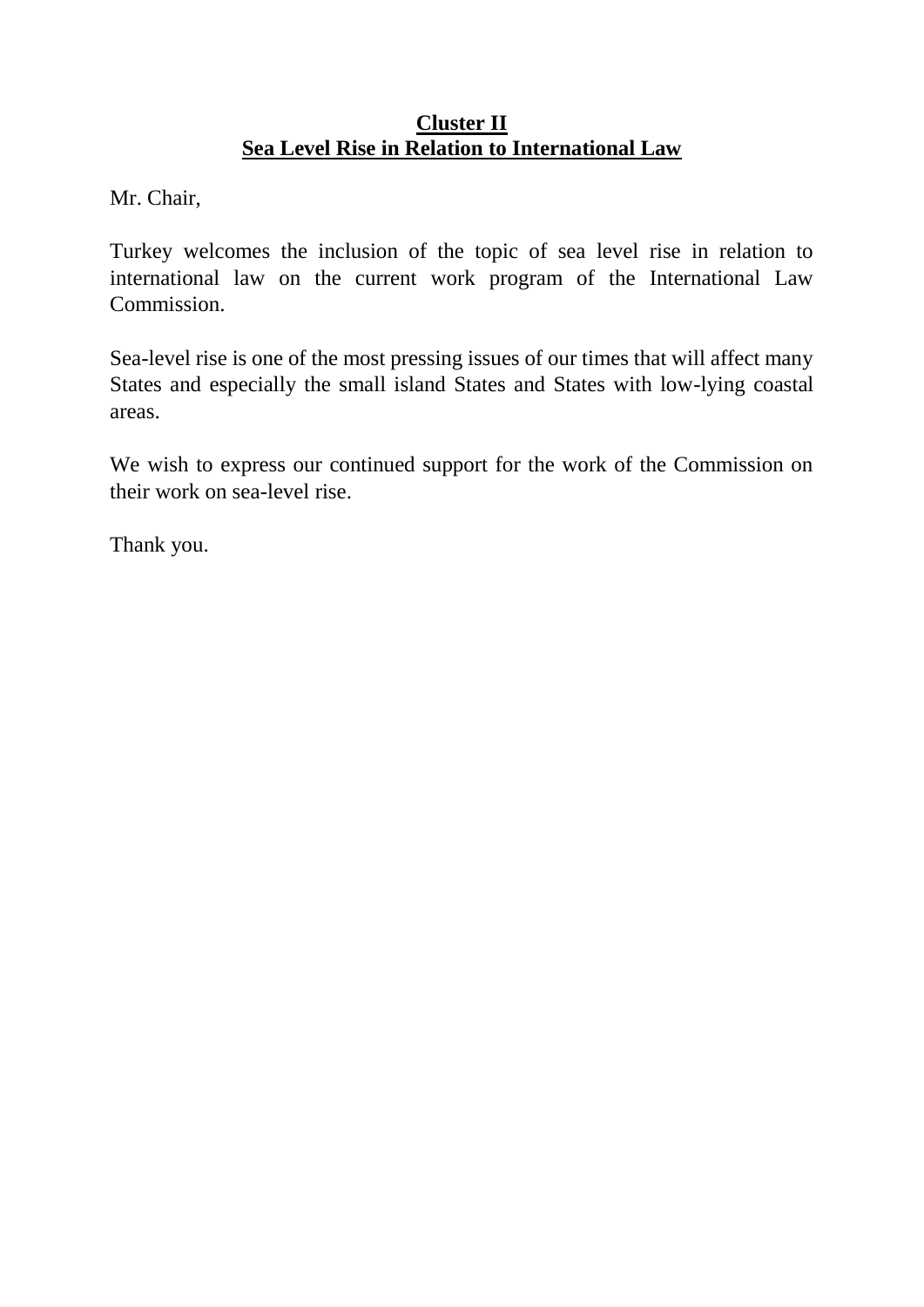**Cluster II**
**Sea Level Rise in Relation to International Law**

Mr. Chair,

Turkey welcomes the inclusion of the topic of sea level rise in relation to international law on the current work program of the International Law Commission.

Sea-level rise is one of the most pressing issues of our times that will affect many States and especially the small island States and States with low-lying coastal areas.

We wish to express our continued support for the work of the Commission on their work on sea-level rise.

Thank you.